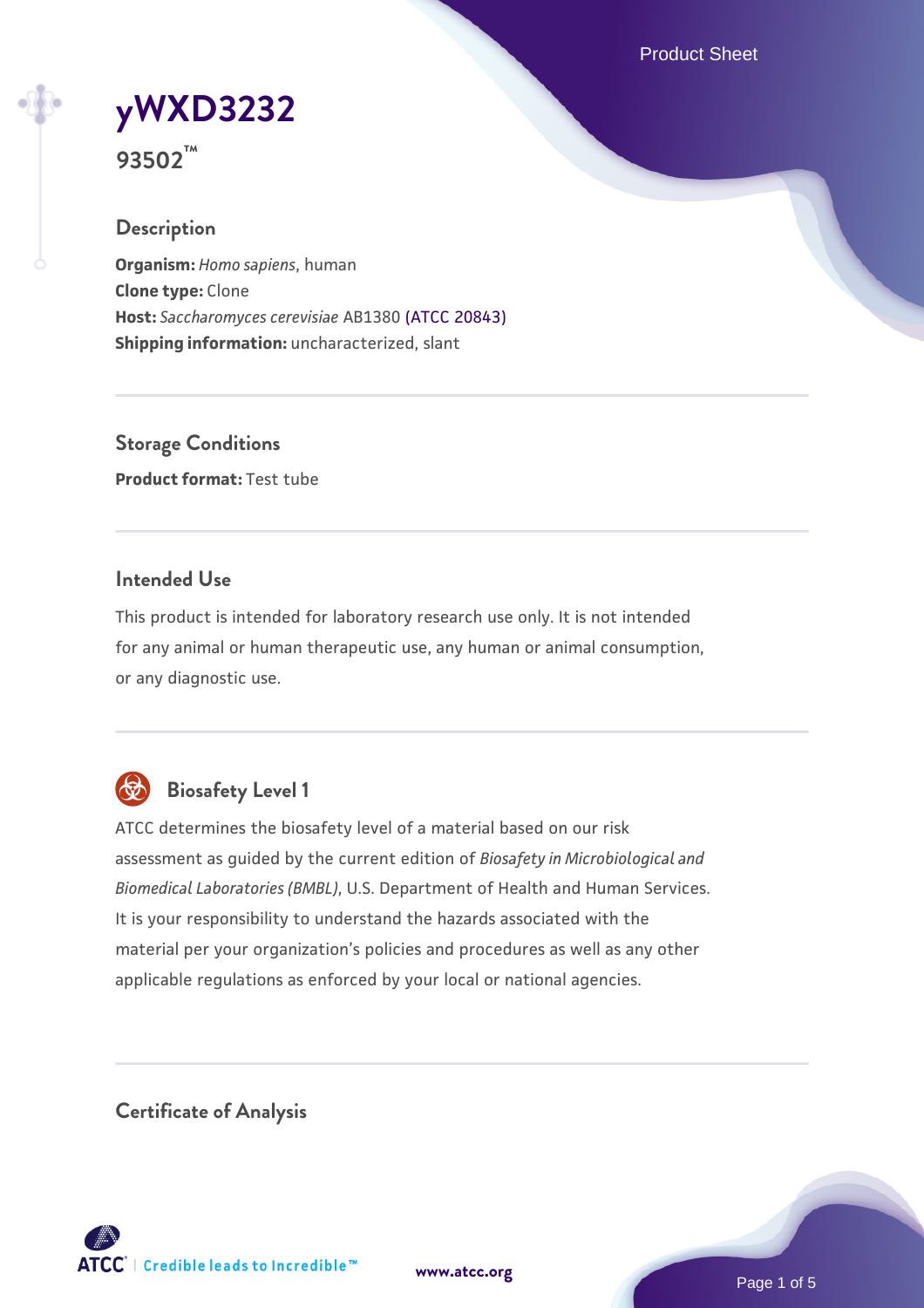# yWXD3232

**93502™**

## Description

**Organism:** *Homo sapiens*, human
**Clone type:** Clone
**Host:** *Saccharomyces cerevisiae* AB1380 (ATCC 20843)
**Shipping information:** uncharacterized, slant

## Storage Conditions

**Product format:** Test tube

## Intended Use

This product is intended for laboratory research use only. It is not intended for any animal or human therapeutic use, any human or animal consumption, or any diagnostic use.

## Biosafety Level 1

ATCC determines the biosafety level of a material based on our risk assessment as guided by the current edition of *Biosafety in Microbiological and Biomedical Laboratories (BMBL)*, U.S. Department of Health and Human Services. It is your responsibility to understand the hazards associated with the material per your organization's policies and procedures as well as any other applicable regulations as enforced by your local or national agencies.

## Certificate of Analysis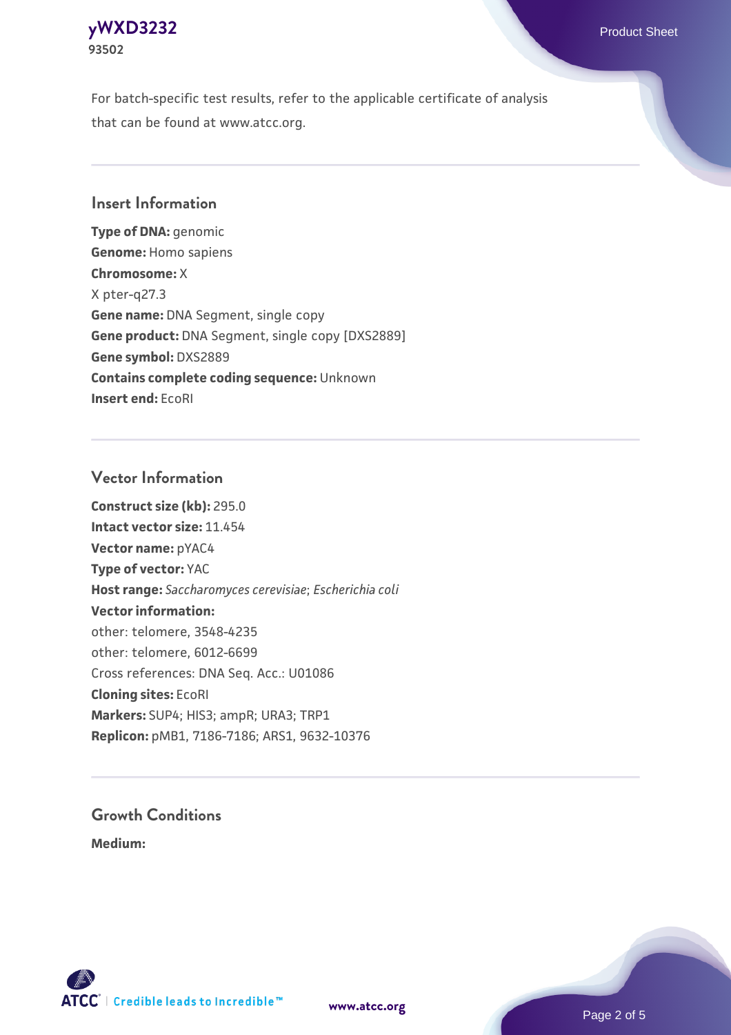For batch-specific test results, refer to the applicable certificate of analysis that can be found at www.atcc.org.

## Insert Information

**Type of DNA:** genomic
**Genome:** Homo sapiens
**Chromosome:** X
X pter-q27.3
**Gene name:** DNA Segment, single copy
**Gene product:** DNA Segment, single copy [DXS2889]
**Gene symbol:** DXS2889
**Contains complete coding sequence:** Unknown
**Insert end:** EcoRI

## Vector Information

**Construct size (kb):** 295.0
**Intact vector size:** 11.454
**Vector name:** pYAC4
**Type of vector:** YAC
**Host range:** *Saccharomyces cerevisiae*; *Escherichia coli*
**Vector information:**
other: telomere, 3548-4235
other: telomere, 6012-6699
Cross references: DNA Seq. Acc.: U01086
**Cloning sites:** EcoRI
**Markers:** SUP4; HIS3; ampR; URA3; TRP1
**Replicon:** pMB1, 7186-7186; ARS1, 9632-10376

## Growth Conditions

**Medium:**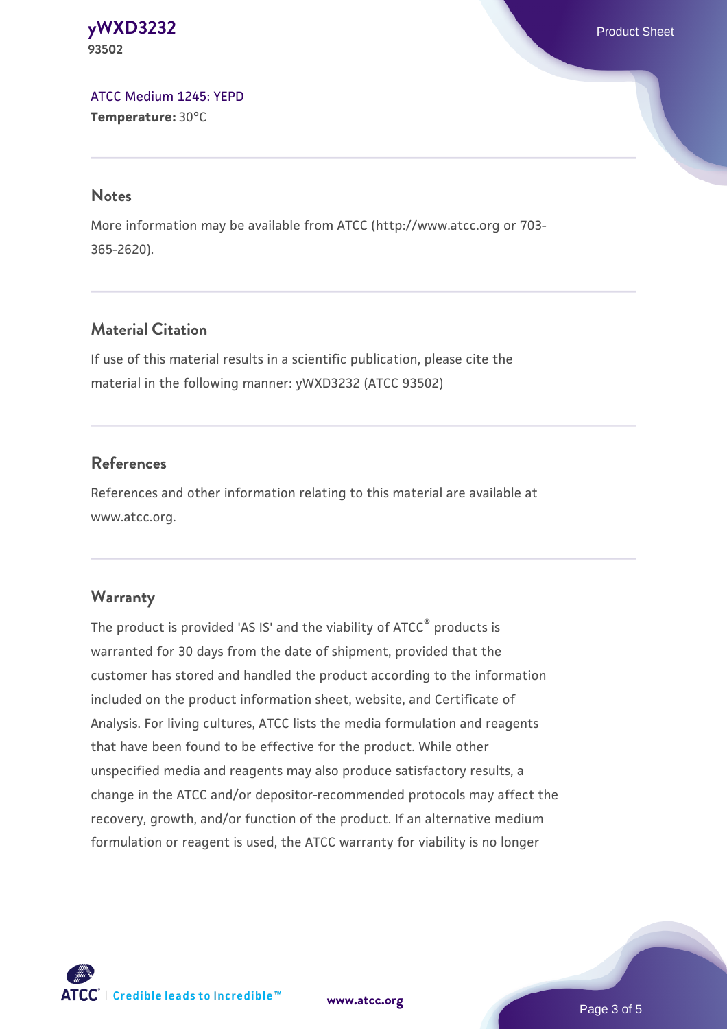ATCC Medium 1245: YEPD
**Temperature:** 30°C

## Notes

More information may be available from ATCC (http://www.atcc.org or 703-365-2620).

## Material Citation

If use of this material results in a scientific publication, please cite the material in the following manner: yWXD3232 (ATCC 93502)

## References

References and other information relating to this material are available at www.atcc.org.

## Warranty

The product is provided 'AS IS' and the viability of ATCC® products is warranted for 30 days from the date of shipment, provided that the customer has stored and handled the product according to the information included on the product information sheet, website, and Certificate of Analysis. For living cultures, ATCC lists the media formulation and reagents that have been found to be effective for the product. While other unspecified media and reagents may also produce satisfactory results, a change in the ATCC and/or depositor-recommended protocols may affect the recovery, growth, and/or function of the product. If an alternative medium formulation or reagent is used, the ATCC warranty for viability is no longer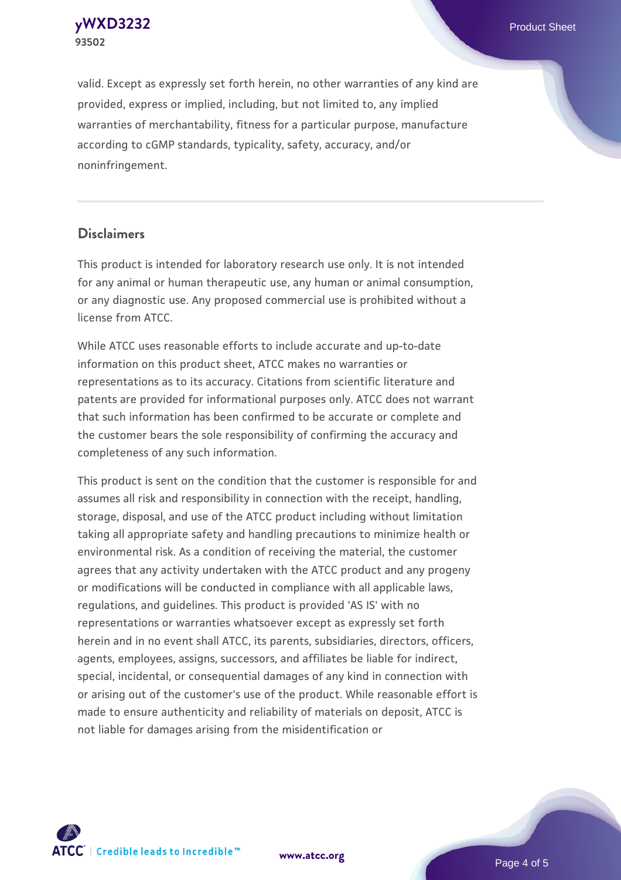valid. Except as expressly set forth herein, no other warranties of any kind are provided, express or implied, including, but not limited to, any implied warranties of merchantability, fitness for a particular purpose, manufacture according to cGMP standards, typicality, safety, accuracy, and/or noninfringement.

## Disclaimers

This product is intended for laboratory research use only. It is not intended for any animal or human therapeutic use, any human or animal consumption, or any diagnostic use. Any proposed commercial use is prohibited without a license from ATCC.

While ATCC uses reasonable efforts to include accurate and up-to-date information on this product sheet, ATCC makes no warranties or representations as to its accuracy. Citations from scientific literature and patents are provided for informational purposes only. ATCC does not warrant that such information has been confirmed to be accurate or complete and the customer bears the sole responsibility of confirming the accuracy and completeness of any such information.

This product is sent on the condition that the customer is responsible for and assumes all risk and responsibility in connection with the receipt, handling, storage, disposal, and use of the ATCC product including without limitation taking all appropriate safety and handling precautions to minimize health or environmental risk. As a condition of receiving the material, the customer agrees that any activity undertaken with the ATCC product and any progeny or modifications will be conducted in compliance with all applicable laws, regulations, and guidelines. This product is provided 'AS IS' with no representations or warranties whatsoever except as expressly set forth herein and in no event shall ATCC, its parents, subsidiaries, directors, officers, agents, employees, assigns, successors, and affiliates be liable for indirect, special, incidental, or consequential damages of any kind in connection with or arising out of the customer's use of the product. While reasonable effort is made to ensure authenticity and reliability of materials on deposit, ATCC is not liable for damages arising from the misidentification or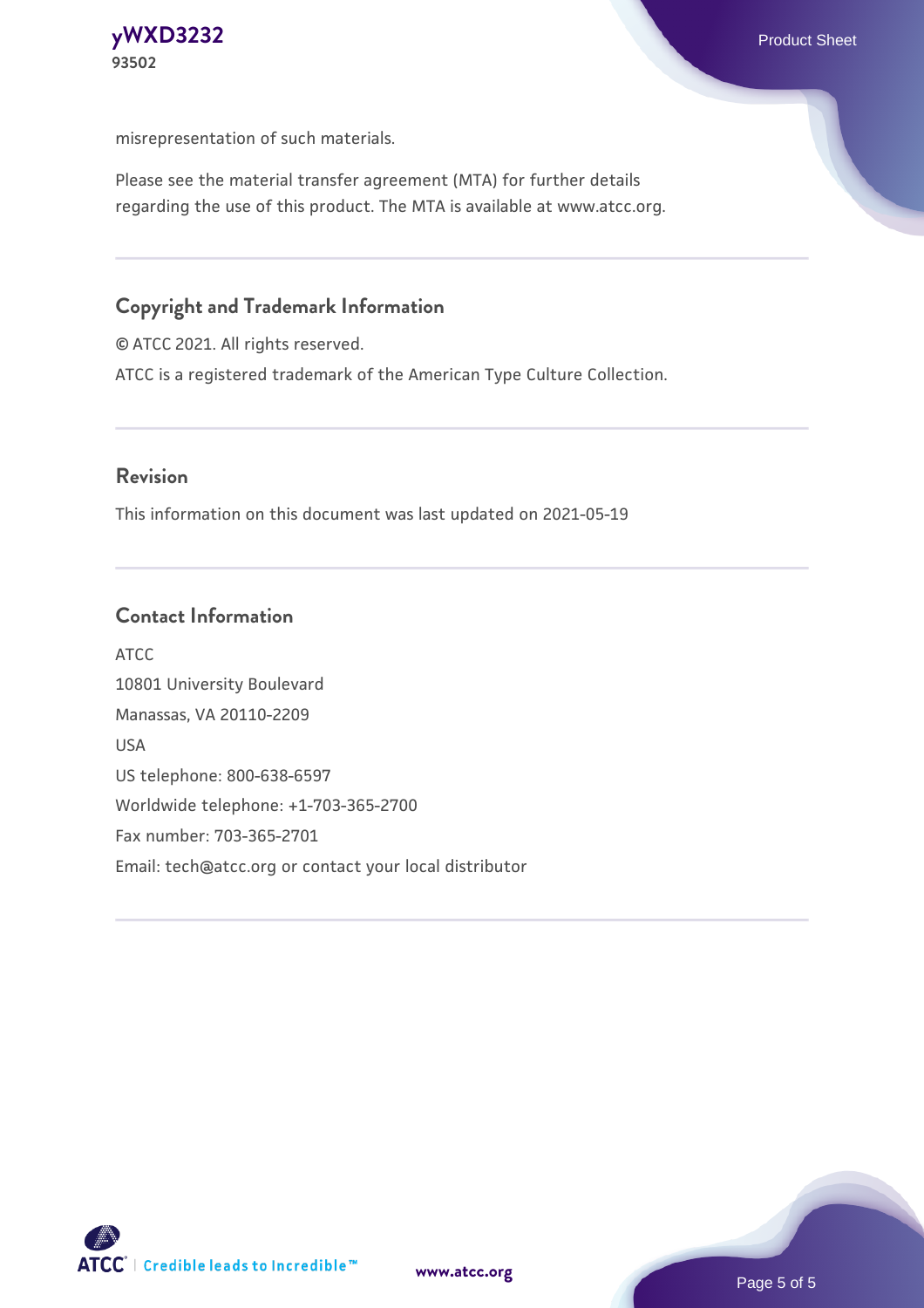misrepresentation of such materials.

Please see the material transfer agreement (MTA) for further details regarding the use of this product. The MTA is available at www.atcc.org.

## Copyright and Trademark Information

© ATCC 2021. All rights reserved.

ATCC is a registered trademark of the American Type Culture Collection.

## Revision

This information on this document was last updated on 2021-05-19

## Contact Information

ATCC
10801 University Boulevard
Manassas, VA 20110-2209
USA
US telephone: 800-638-6597
Worldwide telephone: +1-703-365-2700
Fax number: 703-365-2701
Email: tech@atcc.org or contact your local distributor